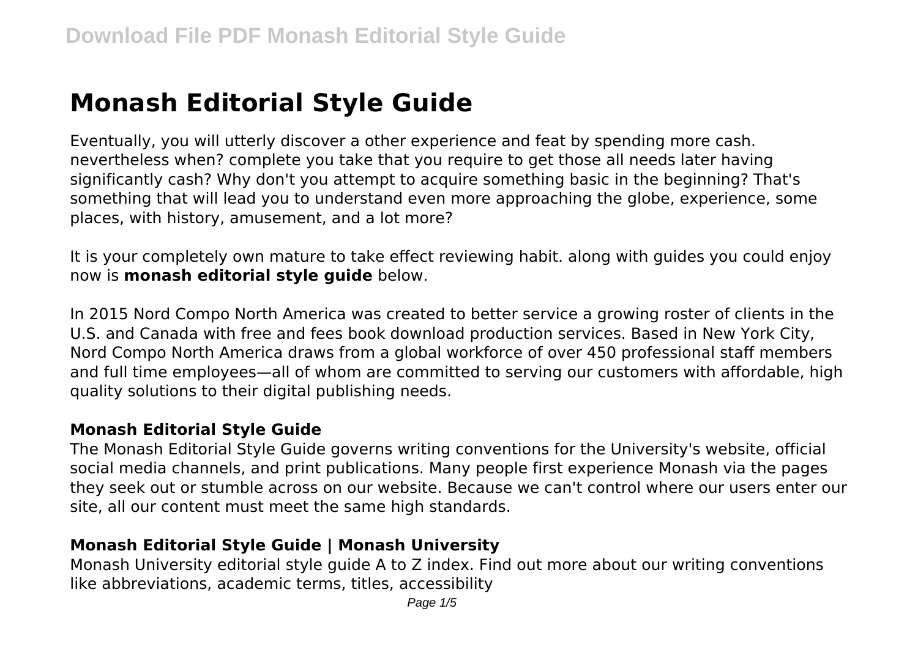# Monash Editorial Style Guide

Eventually, you will utterly discover a other experience and feat by spending more cash. nevertheless when? complete you take that you require to get those all needs later having significantly cash? Why don't you attempt to acquire something basic in the beginning? That's something that will lead you to understand even more approaching the globe, experience, some places, with history, amusement, and a lot more?

It is your completely own mature to take effect reviewing habit. along with guides you could enjoy now is **monash editorial style guide** below.

In 2015 Nord Compo North America was created to better service a growing roster of clients in the U.S. and Canada with free and fees book download production services. Based in New York City, Nord Compo North America draws from a global workforce of over 450 professional staff members and full time employees—all of whom are committed to serving our customers with affordable, high quality solutions to their digital publishing needs.

### Monash Editorial Style Guide

The Monash Editorial Style Guide governs writing conventions for the University's website, official social media channels, and print publications. Many people first experience Monash via the pages they seek out or stumble across on our website. Because we can't control where our users enter our site, all our content must meet the same high standards.

### Monash Editorial Style Guide | Monash University

Monash University editorial style guide A to Z index. Find out more about our writing conventions like abbreviations, academic terms, titles, accessibility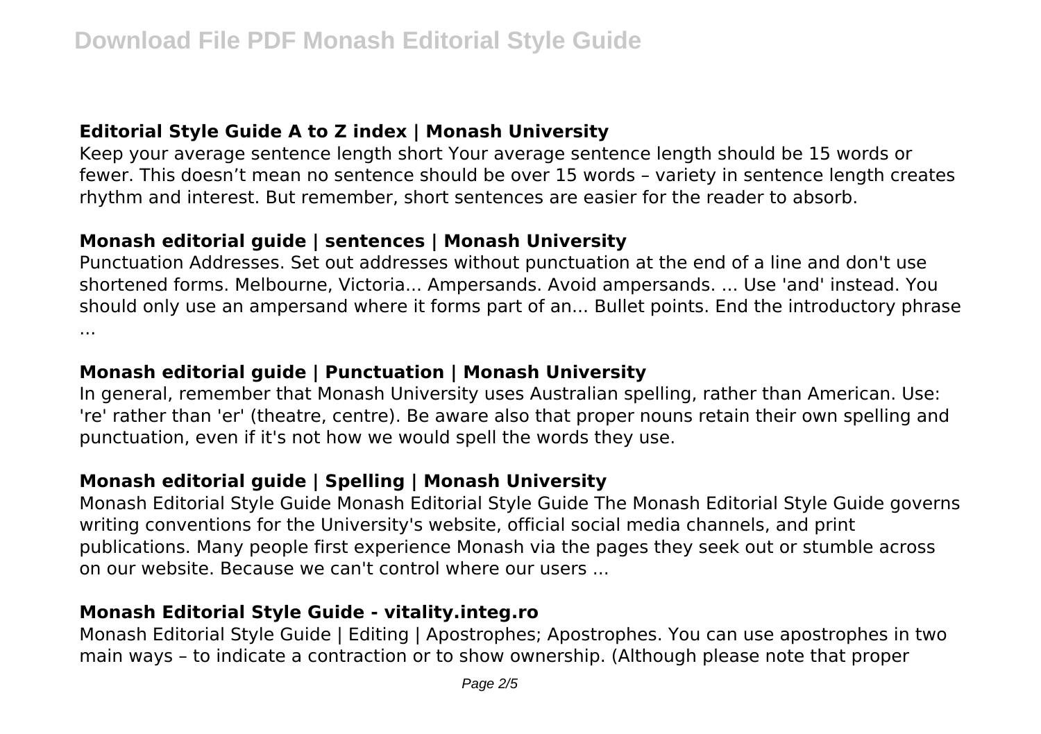### Editorial Style Guide A to Z index | Monash University

Keep your average sentence length short Your average sentence length should be 15 words or fewer. This doesn't mean no sentence should be over 15 words – variety in sentence length creates rhythm and interest. But remember, short sentences are easier for the reader to absorb.

### Monash editorial guide | sentences | Monash University

Punctuation Addresses. Set out addresses without punctuation at the end of a line and don't use shortened forms. Melbourne, Victoria... Ampersands. Avoid ampersands. ... Use 'and' instead. You should only use an ampersand where it forms part of an... Bullet points. End the introductory phrase ...

### Monash editorial guide | Punctuation | Monash University

In general, remember that Monash University uses Australian spelling, rather than American. Use: 're' rather than 'er' (theatre, centre). Be aware also that proper nouns retain their own spelling and punctuation, even if it's not how we would spell the words they use.

### Monash editorial guide | Spelling | Monash University

Monash Editorial Style Guide Monash Editorial Style Guide The Monash Editorial Style Guide governs writing conventions for the University's website, official social media channels, and print publications. Many people first experience Monash via the pages they seek out or stumble across on our website. Because we can't control where our users ...

### Monash Editorial Style Guide - vitality.integ.ro

Monash Editorial Style Guide | Editing | Apostrophes; Apostrophes. You can use apostrophes in two main ways – to indicate a contraction or to show ownership. (Although please note that proper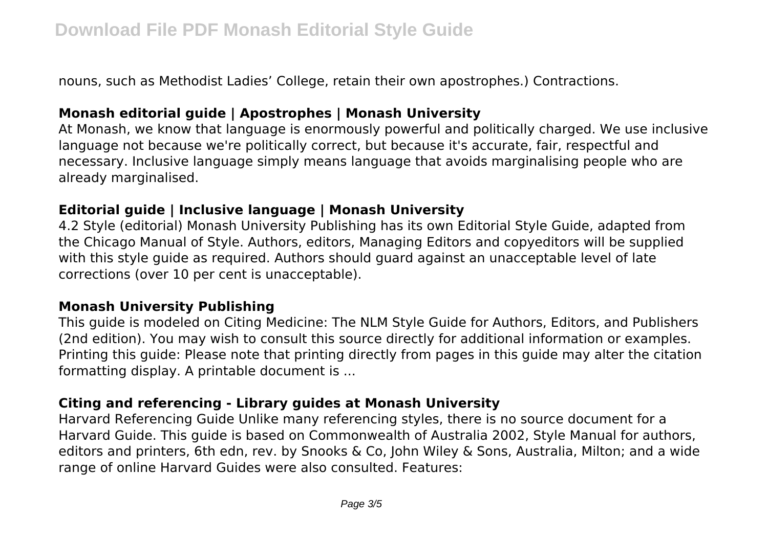nouns, such as Methodist Ladies' College, retain their own apostrophes.) Contractions.

### Monash editorial guide | Apostrophes | Monash University

At Monash, we know that language is enormously powerful and politically charged. We use inclusive language not because we're politically correct, but because it's accurate, fair, respectful and necessary. Inclusive language simply means language that avoids marginalising people who are already marginalised.

### Editorial guide | Inclusive language | Monash University

4.2 Style (editorial) Monash University Publishing has its own Editorial Style Guide, adapted from the Chicago Manual of Style. Authors, editors, Managing Editors and copyeditors will be supplied with this style guide as required. Authors should guard against an unacceptable level of late corrections (over 10 per cent is unacceptable).

### Monash University Publishing

This guide is modeled on Citing Medicine: The NLM Style Guide for Authors, Editors, and Publishers (2nd edition). You may wish to consult this source directly for additional information or examples. Printing this guide: Please note that printing directly from pages in this guide may alter the citation formatting display. A printable document is ...

### Citing and referencing - Library guides at Monash University

Harvard Referencing Guide Unlike many referencing styles, there is no source document for a Harvard Guide. This guide is based on Commonwealth of Australia 2002, Style Manual for authors, editors and printers, 6th edn, rev. by Snooks & Co, John Wiley & Sons, Australia, Milton; and a wide range of online Harvard Guides were also consulted. Features: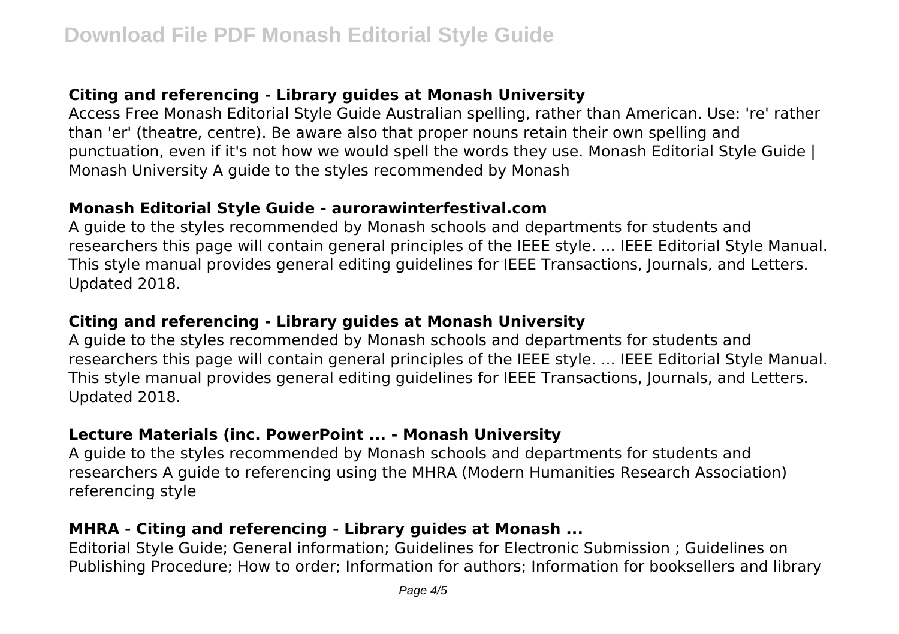## Citing and referencing - Library guides at Monash University

Access Free Monash Editorial Style Guide Australian spelling, rather than American. Use: 're' rather than 'er' (theatre, centre). Be aware also that proper nouns retain their own spelling and punctuation, even if it's not how we would spell the words they use. Monash Editorial Style Guide | Monash University A guide to the styles recommended by Monash

## Monash Editorial Style Guide - aurorawinterfestival.com

A guide to the styles recommended by Monash schools and departments for students and researchers this page will contain general principles of the IEEE style. ... IEEE Editorial Style Manual. This style manual provides general editing guidelines for IEEE Transactions, Journals, and Letters. Updated 2018.

## Citing and referencing - Library guides at Monash University

A guide to the styles recommended by Monash schools and departments for students and researchers this page will contain general principles of the IEEE style. ... IEEE Editorial Style Manual. This style manual provides general editing guidelines for IEEE Transactions, Journals, and Letters. Updated 2018.

## Lecture Materials (inc. PowerPoint ... - Monash University

A guide to the styles recommended by Monash schools and departments for students and researchers A guide to referencing using the MHRA (Modern Humanities Research Association) referencing style

## MHRA - Citing and referencing - Library guides at Monash ...

Editorial Style Guide; General information; Guidelines for Electronic Submission ; Guidelines on Publishing Procedure; How to order; Information for authors; Information for booksellers and library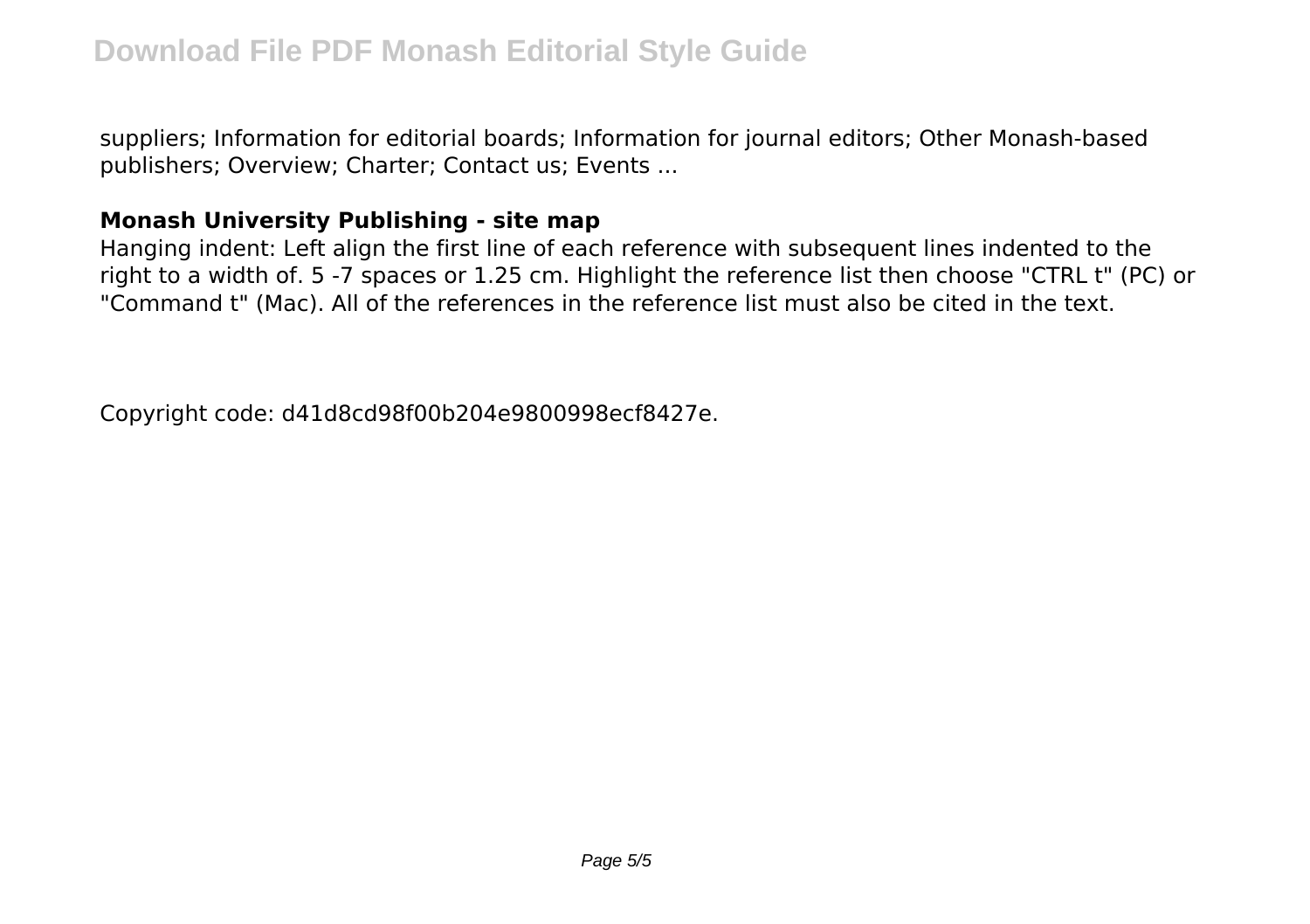suppliers; Information for editorial boards; Information for journal editors; Other Monash-based publishers; Overview; Charter; Contact us; Events ...

**Monash University Publishing - site map**

Hanging indent: Left align the first line of each reference with subsequent lines indented to the right to a width of. 5 -7 spaces or 1.25 cm. Highlight the reference list then choose "CTRL t" (PC) or "Command t" (Mac). All of the references in the reference list must also be cited in the text.

Copyright code: d41d8cd98f00b204e9800998ecf8427e.